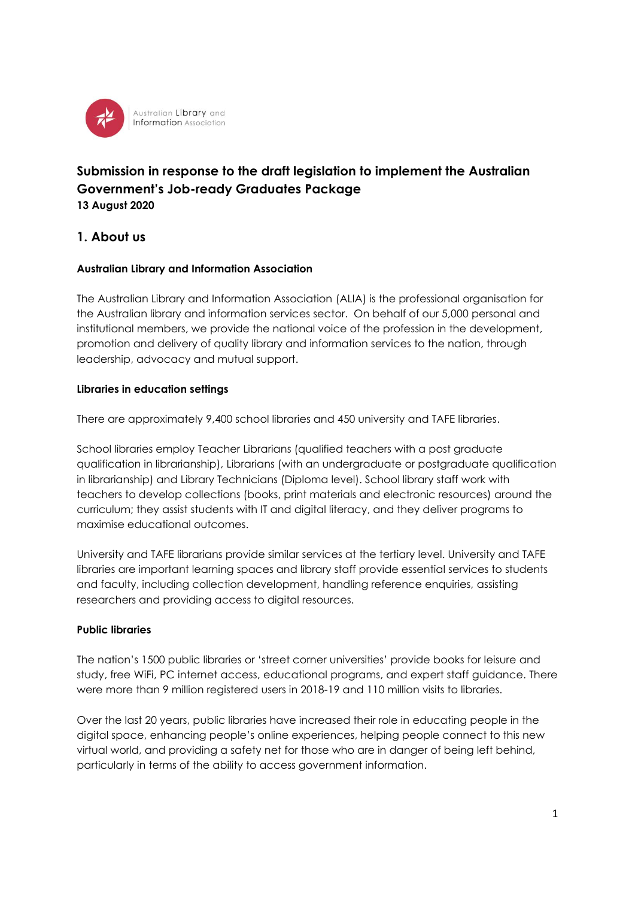Australian Library and Information Association

# Submission in response to the draft legislation to implement the Australian Government's Job-ready Graduates Package

**13 August 2020**

## 1. About us

**Australian Library and Information Association**

The Australian Library and Information Association (ALIA) is the professional organisation for the Australian library and information services sector. On behalf of our 5,000 personal and institutional members, we provide the national voice of the profession in the development, promotion and delivery of quality library and information services to the nation, through leadership, advocacy and mutual support.

**Libraries in education settings**

There are approximately 9,400 school libraries and 450 university and TAFE libraries.

School libraries employ Teacher Librarians (qualified teachers with a post graduate qualification in librarianship), Librarians (with an undergraduate or postgraduate qualification in librarianship) and Library Technicians (Diploma level). School library staff work with teachers to develop collections (books, print materials and electronic resources) around the curriculum; they assist students with IT and digital literacy, and they deliver programs to maximise educational outcomes.

University and TAFE librarians provide similar services at the tertiary level. University and TAFE libraries are important learning spaces and library staff provide essential services to students and faculty, including collection development, handling reference enquiries, assisting researchers and providing access to digital resources.

**Public libraries**

The nation's 1500 public libraries or 'street corner universities' provide books for leisure and study, free WiFi, PC internet access, educational programs, and expert staff guidance. There were more than 9 million registered users in 2018-19 and 110 million visits to libraries.

Over the last 20 years, public libraries have increased their role in educating people in the digital space, enhancing people's online experiences, helping people connect to this new virtual world, and providing a safety net for those who are in danger of being left behind, particularly in terms of the ability to access government information.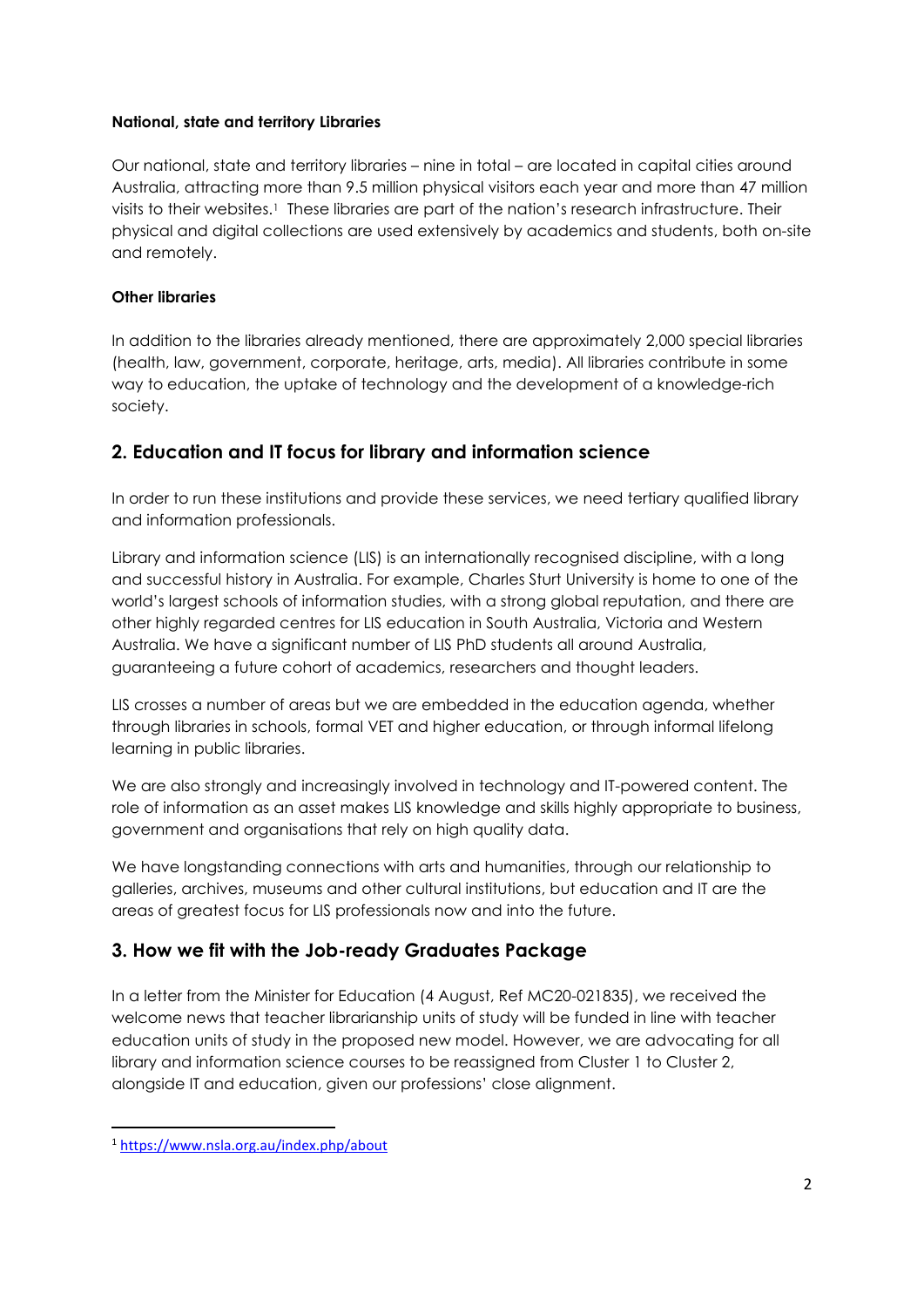**National, state and territory Libraries**

Our national, state and territory libraries – nine in total – are located in capital cities around Australia, attracting more than 9.5 million physical visitors each year and more than 47 million visits to their websites.[1] These libraries are part of the nation's research infrastructure. Their physical and digital collections are used extensively by academics and students, both on-site and remotely.

**Other libraries**

In addition to the libraries already mentioned, there are approximately 2,000 special libraries (health, law, government, corporate, heritage, arts, media). All libraries contribute in some way to education, the uptake of technology and the development of a knowledge-rich society.

## 2. Education and IT focus for library and information science

In order to run these institutions and provide these services, we need tertiary qualified library and information professionals.

Library and information science (LIS) is an internationally recognised discipline, with a long and successful history in Australia. For example, Charles Sturt University is home to one of the world's largest schools of information studies, with a strong global reputation, and there are other highly regarded centres for LIS education in South Australia, Victoria and Western Australia. We have a significant number of LIS PhD students all around Australia, guaranteeing a future cohort of academics, researchers and thought leaders.

LIS crosses a number of areas but we are embedded in the education agenda, whether through libraries in schools, formal VET and higher education, or through informal lifelong learning in public libraries.

We are also strongly and increasingly involved in technology and IT-powered content. The role of information as an asset makes LIS knowledge and skills highly appropriate to business, government and organisations that rely on high quality data.

We have longstanding connections with arts and humanities, through our relationship to galleries, archives, museums and other cultural institutions, but education and IT are the areas of greatest focus for LIS professionals now and into the future.

## 3. How we fit with the Job-ready Graduates Package

In a letter from the Minister for Education (4 August, Ref MC20-021835), we received the welcome news that teacher librarianship units of study will be funded in line with teacher education units of study in the proposed new model. However, we are advocating for all library and information science courses to be reassigned from Cluster 1 to Cluster 2, alongside IT and education, given our professions' close alignment.

---

[1] https://www.nsla.org.au/index.php/about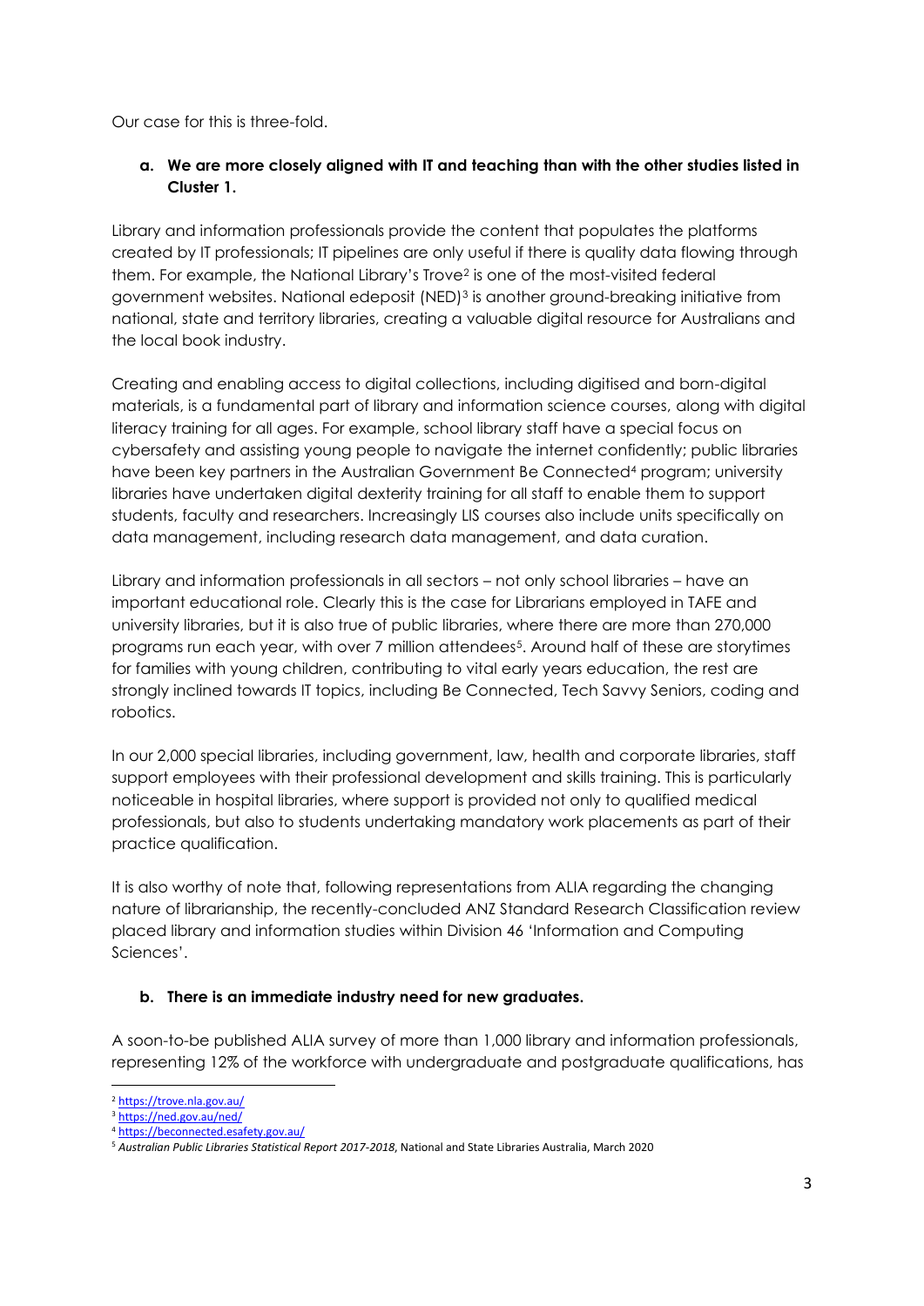Our case for this is three-fold.

**a. We are more closely aligned with IT and teaching than with the other studies listed in Cluster 1.**

Library and information professionals provide the content that populates the platforms created by IT professionals; IT pipelines are only useful if there is quality data flowing through them. For example, the National Library's Trove[2] is one of the most-visited federal government websites. National edeposit (NED)[3] is another ground-breaking initiative from national, state and territory libraries, creating a valuable digital resource for Australians and the local book industry.

Creating and enabling access to digital collections, including digitised and born-digital materials, is a fundamental part of library and information science courses, along with digital literacy training for all ages. For example, school library staff have a special focus on cybersafety and assisting young people to navigate the internet confidently; public libraries have been key partners in the Australian Government Be Connected[4] program; university libraries have undertaken digital dexterity training for all staff to enable them to support students, faculty and researchers. Increasingly LIS courses also include units specifically on data management, including research data management, and data curation.

Library and information professionals in all sectors – not only school libraries – have an important educational role. Clearly this is the case for Librarians employed in TAFE and university libraries, but it is also true of public libraries, where there are more than 270,000 programs run each year, with over 7 million attendees[5]. Around half of these are storytimes for families with young children, contributing to vital early years education, the rest are strongly inclined towards IT topics, including Be Connected, Tech Savvy Seniors, coding and robotics.

In our 2,000 special libraries, including government, law, health and corporate libraries, staff support employees with their professional development and skills training. This is particularly noticeable in hospital libraries, where support is provided not only to qualified medical professionals, but also to students undertaking mandatory work placements as part of their practice qualification.

It is also worthy of note that, following representations from ALIA regarding the changing nature of librarianship, the recently-concluded ANZ Standard Research Classification review placed library and information studies within Division 46 'Information and Computing Sciences'.

**b. There is an immediate industry need for new graduates.**

A soon-to-be published ALIA survey of more than 1,000 library and information professionals, representing 12% of the workforce with undergraduate and postgraduate qualifications, has

---

[2] https://trove.nla.gov.au/

[3] https://ned.gov.au/ned/

[4] https://beconnected.esafety.gov.au/

[5] *Australian Public Libraries Statistical Report 2017-2018*, National and State Libraries Australia, March 2020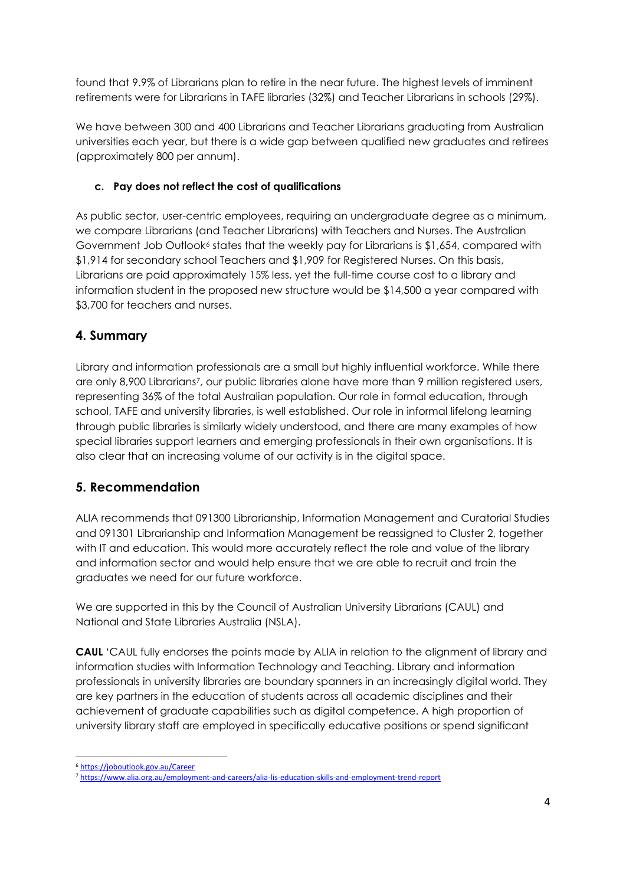found that 9.9% of Librarians plan to retire in the near future. The highest levels of imminent retirements were for Librarians in TAFE libraries (32%) and Teacher Librarians in schools (29%).

We have between 300 and 400 Librarians and Teacher Librarians graduating from Australian universities each year, but there is a wide gap between qualified new graduates and retirees (approximately 800 per annum).

#### c. Pay does not reflect the cost of qualifications

As public sector, user-centric employees, requiring an undergraduate degree as a minimum, we compare Librarians (and Teacher Librarians) with Teachers and Nurses. The Australian Government Job Outlook[6] states that the weekly pay for Librarians is $1,654, compared with $1,914 for secondary school Teachers and $1,909 for Registered Nurses. On this basis, Librarians are paid approximately 15% less, yet the full-time course cost to a library and information student in the proposed new structure would be $14,500 a year compared with $3,700 for teachers and nurses.

## 4. Summary

Library and information professionals are a small but highly influential workforce. While there are only 8,900 Librarians[7], our public libraries alone have more than 9 million registered users, representing 36% of the total Australian population. Our role in formal education, through school, TAFE and university libraries, is well established. Our role in informal lifelong learning through public libraries is similarly widely understood, and there are many examples of how special libraries support learners and emerging professionals in their own organisations. It is also clear that an increasing volume of our activity is in the digital space.

## 5. Recommendation

ALIA recommends that 091300 Librarianship, Information Management and Curatorial Studies and 091301 Librarianship and Information Management be reassigned to Cluster 2, together with IT and education. This would more accurately reflect the role and value of the library and information sector and would help ensure that we are able to recruit and train the graduates we need for our future workforce.

We are supported in this by the Council of Australian University Librarians (CAUL) and National and State Libraries Australia (NSLA).

**CAUL** 'CAUL fully endorses the points made by ALIA in relation to the alignment of library and information studies with Information Technology and Teaching. Library and information professionals in university libraries are boundary spanners in an increasingly digital world. They are key partners in the education of students across all academic disciplines and their achievement of graduate capabilities such as digital competence. A high proportion of university library staff are employed in specifically educative positions or spend significant

---

[6] https://joboutlook.gov.au/Career

[7] https://www.alia.org.au/employment-and-careers/alia-lis-education-skills-and-employment-trend-report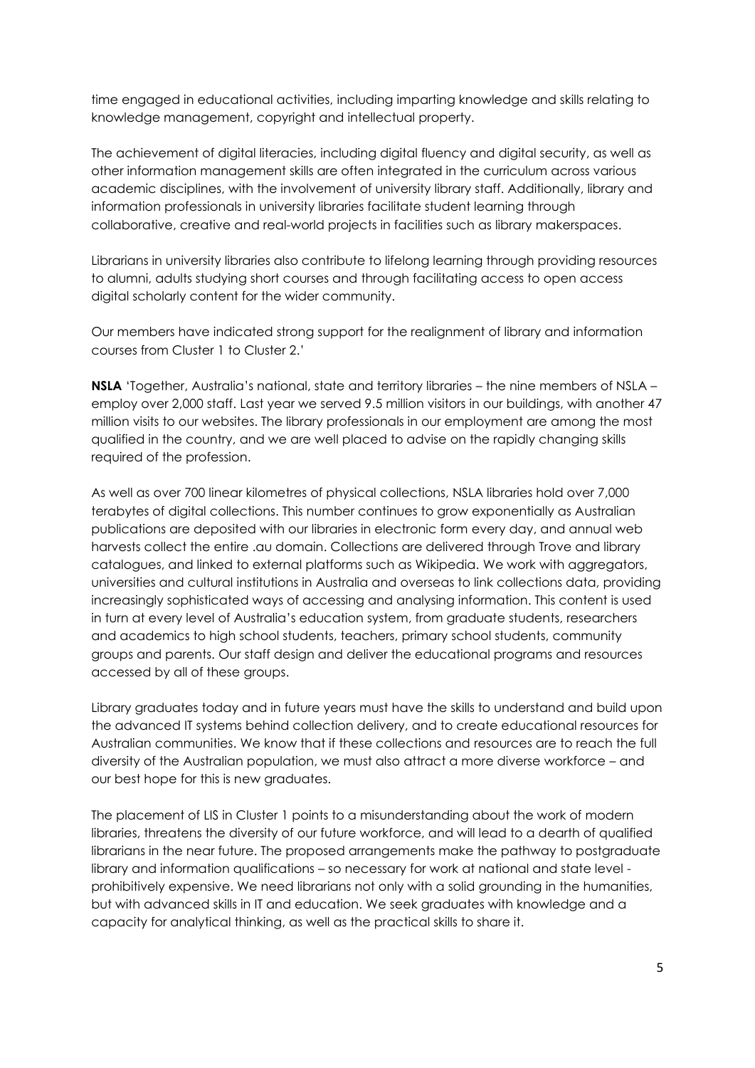time engaged in educational activities, including imparting knowledge and skills relating to knowledge management, copyright and intellectual property.

The achievement of digital literacies, including digital fluency and digital security, as well as other information management skills are often integrated in the curriculum across various academic disciplines, with the involvement of university library staff. Additionally, library and information professionals in university libraries facilitate student learning through collaborative, creative and real-world projects in facilities such as library makerspaces.

Librarians in university libraries also contribute to lifelong learning through providing resources to alumni, adults studying short courses and through facilitating access to open access digital scholarly content for the wider community.

Our members have indicated strong support for the realignment of library and information courses from Cluster 1 to Cluster 2.'

**NSLA** 'Together, Australia's national, state and territory libraries – the nine members of NSLA – employ over 2,000 staff. Last year we served 9.5 million visitors in our buildings, with another 47 million visits to our websites. The library professionals in our employment are among the most qualified in the country, and we are well placed to advise on the rapidly changing skills required of the profession.

As well as over 700 linear kilometres of physical collections, NSLA libraries hold over 7,000 terabytes of digital collections. This number continues to grow exponentially as Australian publications are deposited with our libraries in electronic form every day, and annual web harvests collect the entire .au domain. Collections are delivered through Trove and library catalogues, and linked to external platforms such as Wikipedia. We work with aggregators, universities and cultural institutions in Australia and overseas to link collections data, providing increasingly sophisticated ways of accessing and analysing information. This content is used in turn at every level of Australia's education system, from graduate students, researchers and academics to high school students, teachers, primary school students, community groups and parents. Our staff design and deliver the educational programs and resources accessed by all of these groups.

Library graduates today and in future years must have the skills to understand and build upon the advanced IT systems behind collection delivery, and to create educational resources for Australian communities. We know that if these collections and resources are to reach the full diversity of the Australian population, we must also attract a more diverse workforce – and our best hope for this is new graduates.

The placement of LIS in Cluster 1 points to a misunderstanding about the work of modern libraries, threatens the diversity of our future workforce, and will lead to a dearth of qualified librarians in the near future. The proposed arrangements make the pathway to postgraduate library and information qualifications – so necessary for work at national and state level - prohibitively expensive. We need librarians not only with a solid grounding in the humanities, but with advanced skills in IT and education. We seek graduates with knowledge and a capacity for analytical thinking, as well as the practical skills to share it.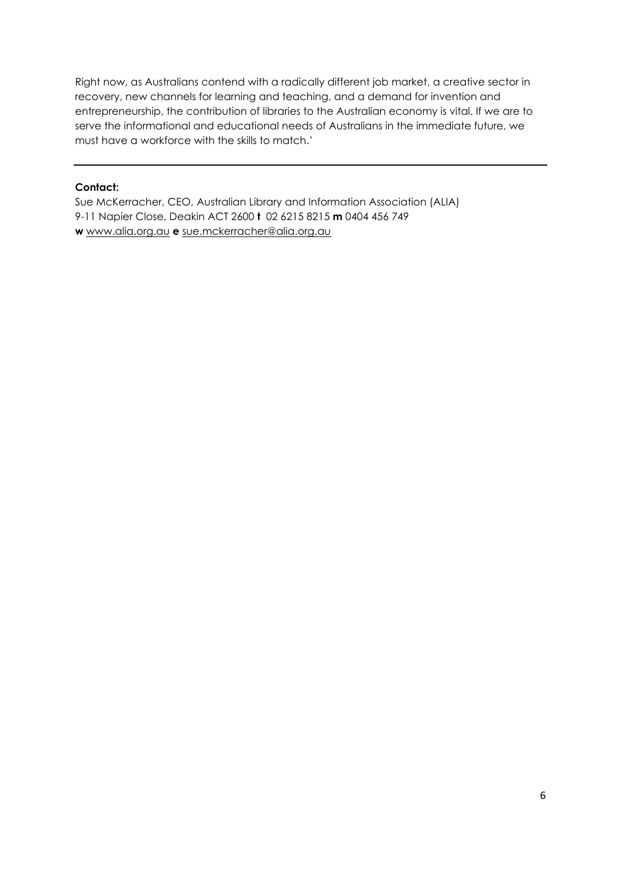Right now, as Australians contend with a radically different job market, a creative sector in recovery, new channels for learning and teaching, and a demand for invention and entrepreneurship, the contribution of libraries to the Australian economy is vital. If we are to serve the informational and educational needs of Australians in the immediate future, we must have a workforce with the skills to match.'

---

**Contact:**

Sue McKerracher, CEO, Australian Library and Information Association (ALIA)
9-11 Napier Close, Deakin ACT 2600 **t** 02 6215 8215 **m** 0404 456 749
**w** www.alia.org.au **e** sue.mckerracher@alia.org.au